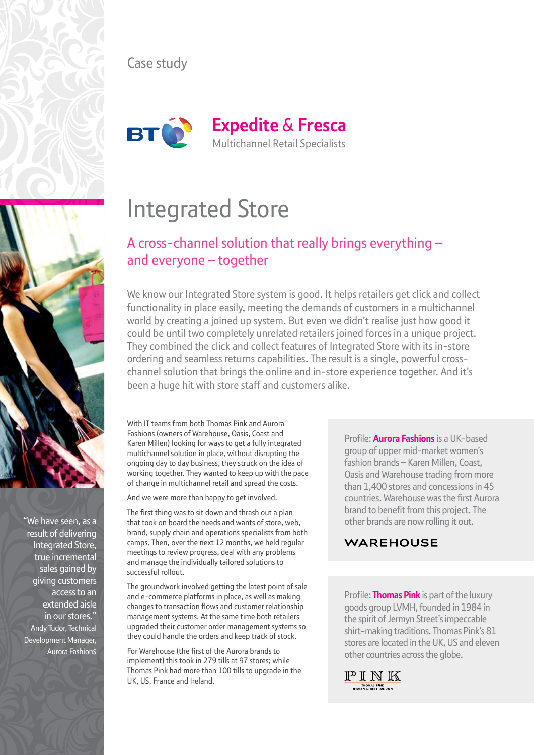Case study

**Expedite & Fresca**
Multichannel Retail Specialists

# Integrated Store

## A cross-channel solution that really brings everything – and everyone – together

We know our Integrated Store system is good. It helps retailers get click and collect functionality in place easily, meeting the demands of customers in a multichannel world by creating a joined up system. But even we didn't realise just how good it could be until two completely unrelated retailers joined forces in a unique project. They combined the click and collect features of Integrated Store with its in-store ordering and seamless returns capabilities. The result is a single, powerful cross-channel solution that brings the online and in-store experience together. And it's been a huge hit with store staff and customers alike.

"We have seen, as a result of delivering Integrated Store, true incremental sales gained by giving customers access to an extended aisle in our stores."
Andy Tudor, Technical Development Manager, Aurora Fashions

With IT teams from both Thomas Pink and Aurora Fashions (owners of Warehouse, Oasis, Coast and Karen Millen) looking for ways to get a fully integrated multichannel solution in place, without disrupting the ongoing day to day business, they struck on the idea of working together. They wanted to keep up with the pace of change in multichannel retail and spread the costs.

And we were more than happy to get involved.

The first thing was to sit down and thrash out a plan that took on board the needs and wants of store, web, brand, supply chain and operations specialists from both camps. Then, over the next 12 months, we held regular meetings to review progress, deal with any problems and manage the individually tailored solutions to successful rollout.

The groundwork involved getting the latest point of sale and e-commerce platforms in place, as well as making changes to transaction flows and customer relationship management systems. At the same time both retailers upgraded their customer order management systems so they could handle the orders and keep track of stock.

For Warehouse (the first of the Aurora brands to implement) this took in 279 tills at 97 stores; while Thomas Pink had more than 100 tills to upgrade in the UK, US, France and Ireland.

Profile: **Aurora Fashions** is a UK-based group of upper mid-market women's fashion brands – Karen Millen, Coast, Oasis and Warehouse trading from more than 1,400 stores and concessions in 45 countries. Warehouse was the first Aurora brand to benefit from this project. The other brands are now rolling it out.

WAREHOUSE

Profile: **Thomas Pink** is part of the luxury goods group LVMH, founded in 1984 in the spirit of Jermyn Street's impeccable shirt-making traditions. Thomas Pink's 81 stores are located in the UK, US and eleven other countries across the globe.

PINK
THOMAS PINK
JERMYN STREET LONDON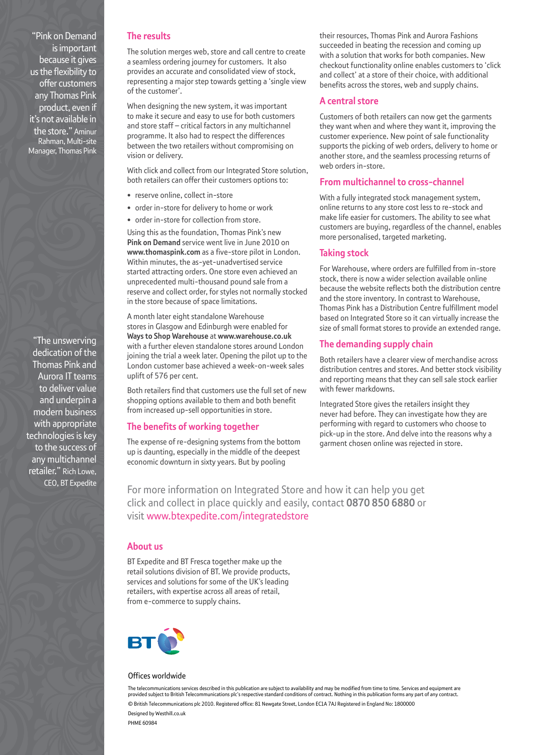"Pink on Demand is important because it gives us the flexibility to offer customers any Thomas Pink product, even if it's not available in the store." Aminur Rahman, Multi-site Manager, Thomas Pink

## The results

The solution merges web, store and call centre to create a seamless ordering journey for customers. It also provides an accurate and consolidated view of stock, representing a major step towards getting a 'single view of the customer'.

When designing the new system, it was important to make it secure and easy to use for both customers and store staff – critical factors in any multichannel programme. It also had to respect the differences between the two retailers without compromising on vision or delivery.

With click and collect from our Integrated Store solution, both retailers can offer their customers options to:

- reserve online, collect in-store
- order in-store for delivery to home or work
- order in-store for collection from store.

Using this as the foundation, Thomas Pink's new **Pink on Demand** service went live in June 2010 on **www.thomaspink.com** as a five-store pilot in London. Within minutes, the as-yet-unadvertised service started attracting orders. One store even achieved an unprecedented multi-thousand pound sale from a reserve and collect order, for styles not normally stocked in the store because of space limitations.

A month later eight standalone Warehouse stores in Glasgow and Edinburgh were enabled for **Ways to Shop Warehouse** at **www.warehouse.co.uk** with a further eleven standalone stores around London joining the trial a week later. Opening the pilot up to the London customer base achieved a week-on-week sales uplift of 576 per cent.

Both retailers find that customers use the full set of new shopping options available to them and both benefit from increased up-sell opportunities in store.

## The benefits of working together

The expense of re-designing systems from the bottom up is daunting, especially in the middle of the deepest economic downturn in sixty years. But by pooling their resources, Thomas Pink and Aurora Fashions succeeded in beating the recession and coming up with a solution that works for both companies. New checkout functionality online enables customers to 'click and collect' at a store of their choice, with additional benefits across the stores, web and supply chains.

## A central store

Customers of both retailers can now get the garments they want when and where they want it, improving the customer experience. New point of sale functionality supports the picking of web orders, delivery to home or another store, and the seamless processing returns of web orders in-store.

## From multichannel to cross-channel

With a fully integrated stock management system, online returns to any store cost less to re-stock and make life easier for customers. The ability to see what customers are buying, regardless of the channel, enables more personalised, targeted marketing.

## Taking stock

For Warehouse, where orders are fulfilled from in-store stock, there is now a wider selection available online because the website reflects both the distribution centre and the store inventory. In contrast to Warehouse, Thomas Pink has a Distribution Centre fulfillment model based on Integrated Store so it can virtually increase the size of small format stores to provide an extended range.

## The demanding supply chain

Both retailers have a clearer view of merchandise across distribution centres and stores. And better stock visibility and reporting means that they can sell sale stock earlier with fewer markdowns.

Integrated Store gives the retailers insight they never had before. They can investigate how they are performing with regard to customers who choose to pick-up in the store. And delve into the reasons why a garment chosen online was rejected in store.

"The unswerving dedication of the Thomas Pink and Aurora IT teams to deliver value and underpin a modern business with appropriate technologies is key to the success of any multichannel retailer." Rich Lowe, CEO, BT Expedite

For more information on Integrated Store and how it can help you get click and collect in place quickly and easily, contact **0870 850 6880** or visit www.btexpedite.com/integratedstore

## About us

BT Expedite and BT Fresca together make up the retail solutions division of BT. We provide products, services and solutions for some of the UK's leading retailers, with expertise across all areas of retail, from e-commerce to supply chains.

Offices worldwide

The telecommunications services described in this publication are subject to availability and may be modified from time to time. Services and equipment are provided subject to British Telecommunications plc's respective standard conditions of contract. Nothing in this publication forms any part of any contract.

© British Telecommunications plc 2010. Registered office: 81 Newgate Street, London EC1A 7AJ Registered in England No: 1800000

Designed by Westhill.co.uk

PHME 60984